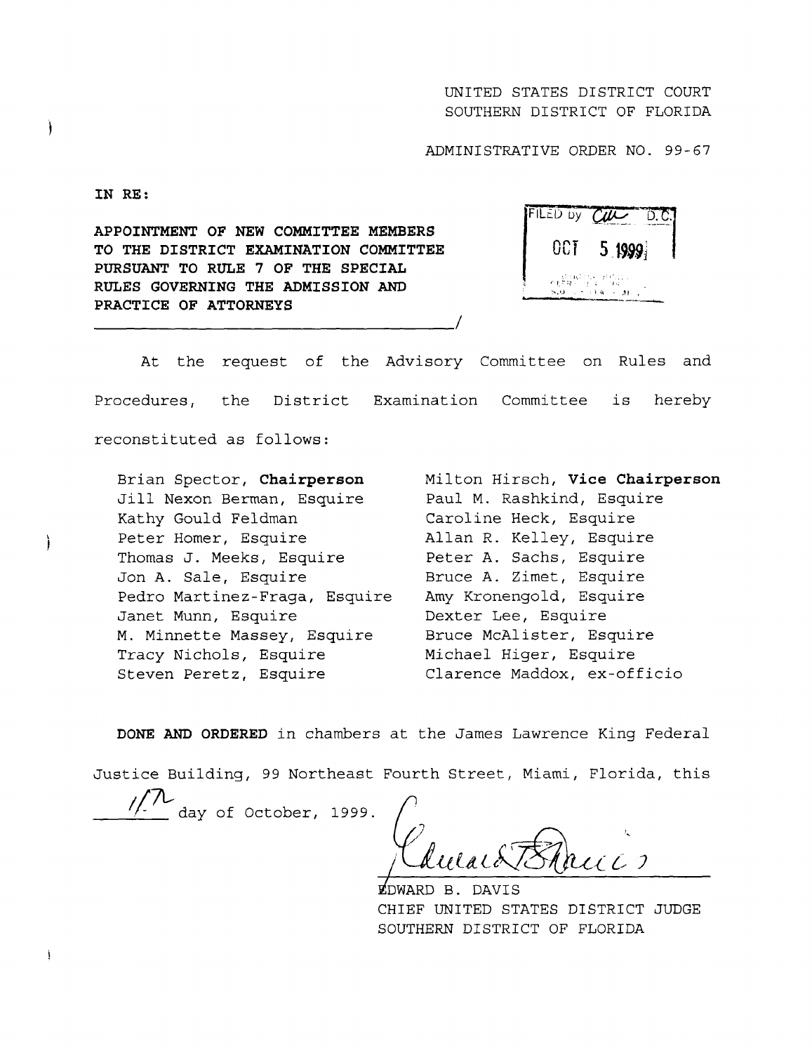UNITED STATES DISTRICT COURT
SOUTHERN DISTRICT OF FLORIDA

ADMINISTRATIVE ORDER NO. 99-67

**IN RE:**

**APPOINTMENT OF NEW COMMITTEE MEMBERS TO THE DISTRICT EXAMINATION COMMITTEE PURSUANT TO RULE 7 OF THE SPECIAL RULES GOVERNING THE ADMISSION AND PRACTICE OF ATTORNEYS**

FILED by CW D.C.
OCT 5 1999

At the request of the Advisory Committee on Rules and Procedures, the District Examination Committee is hereby reconstituted as follows:

Brian Spector, **Chairperson**
Jill Nexon Berman, Esquire
Kathy Gould Feldman
Peter Homer, Esquire
Thomas J. Meeks, Esquire
Jon A. Sale, Esquire
Pedro Martinez-Fraga, Esquire
Janet Munn, Esquire
M. Minnette Massey, Esquire
Tracy Nichols, Esquire
Steven Peretz, Esquire

Milton Hirsch, **Vice Chairperson**
Paul M. Rashkind, Esquire
Caroline Heck, Esquire
Allan R. Kelley, Esquire
Peter A. Sachs, Esquire
Bruce A. Zimet, Esquire
Amy Kronengold, Esquire
Dexter Lee, Esquire
Bruce McAlister, Esquire
Michael Higer, Esquire
Clarence Maddox, ex-officio

**DONE AND ORDERED** in chambers at the James Lawrence King Federal Justice Building, 99 Northeast Fourth Street, Miami, Florida, this 1st day of October, 1999.

EDWARD B. DAVIS
CHIEF UNITED STATES DISTRICT JUDGE
SOUTHERN DISTRICT OF FLORIDA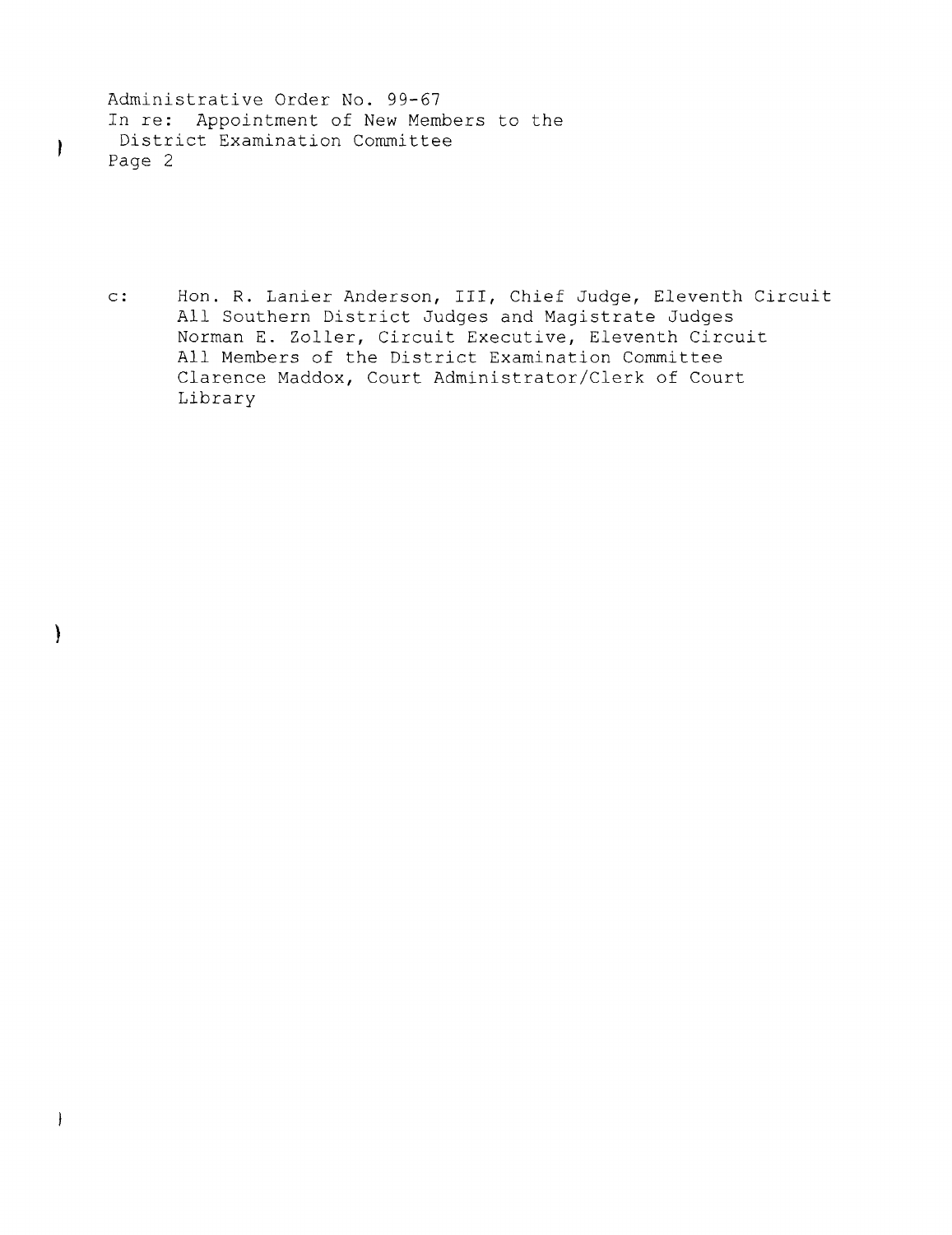Administrative Order No. 99-67
In re: Appointment of New Members to the District Examination Committee

c: Hon. R. Lanier Anderson, III, Chief Judge, Eleventh Circuit
All Southern District Judges and Magistrate Judges
Norman E. Zoller, Circuit Executive, Eleventh Circuit
All Members of the District Examination Committee
Clarence Maddox, Court Administrator/Clerk of Court
Library